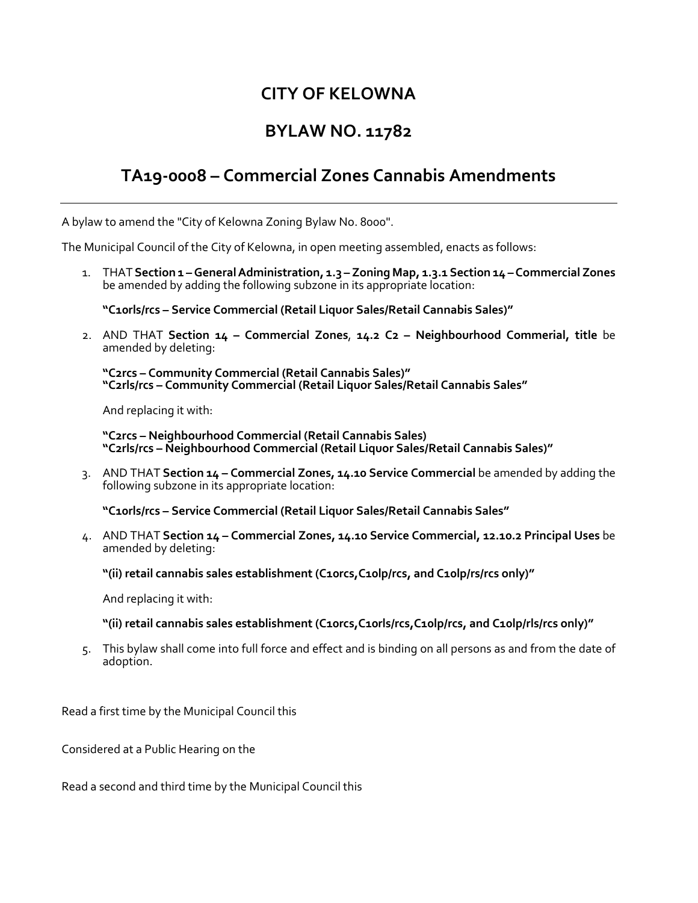# CITY OF KELOWNA

# BYLAW NO. 11782

## TA19-0008 – Commercial Zones Cannabis Amendments

---

A bylaw to amend the "City of Kelowna Zoning Bylaw No. 8000".

The Municipal Council of the City of Kelowna, in open meeting assembled, enacts as follows:

1. THAT **Section 1 – General Administration, 1.3 – Zoning Map, 1.3.1 Section 14 – Commercial Zones** be amended by adding the following subzone in its appropriate location:

   **"C10rls/rcs – Service Commercial (Retail Liquor Sales/Retail Cannabis Sales)"**

2. AND THAT **Section 14 – Commercial Zones**, **14.2 C2 – Neighbourhood Commerial, title** be amended by deleting:

   **"C2rcs – Community Commercial (Retail Cannabis Sales)"**
   **"C2rls/rcs – Community Commercial (Retail Liquor Sales/Retail Cannabis Sales"**

   And replacing it with:

   **"C2rcs – Neighbourhood Commercial (Retail Cannabis Sales)**
   **"C2rls/rcs – Neighbourhood Commercial (Retail Liquor Sales/Retail Cannabis Sales)"**

3. AND THAT **Section 14 – Commercial Zones, 14.10 Service Commercial** be amended by adding the following subzone in its appropriate location:

   **"C10rls/rcs – Service Commercial (Retail Liquor Sales/Retail Cannabis Sales"**

4. AND THAT **Section 14 – Commercial Zones, 14.10 Service Commercial, 12.10.2 Principal Uses** be amended by deleting:

   **"(ii) retail cannabis sales establishment (C10rcs,C10lp/rcs, and C10lp/rs/rcs only)"**

   And replacing it with:

   **"(ii) retail cannabis sales establishment (C10rcs,C10rls/rcs,C10lp/rcs, and C10lp/rls/rcs only)"**

5. This bylaw shall come into full force and effect and is binding on all persons as and from the date of adoption.

Read a first time by the Municipal Council this

Considered at a Public Hearing on the

Read a second and third time by the Municipal Council this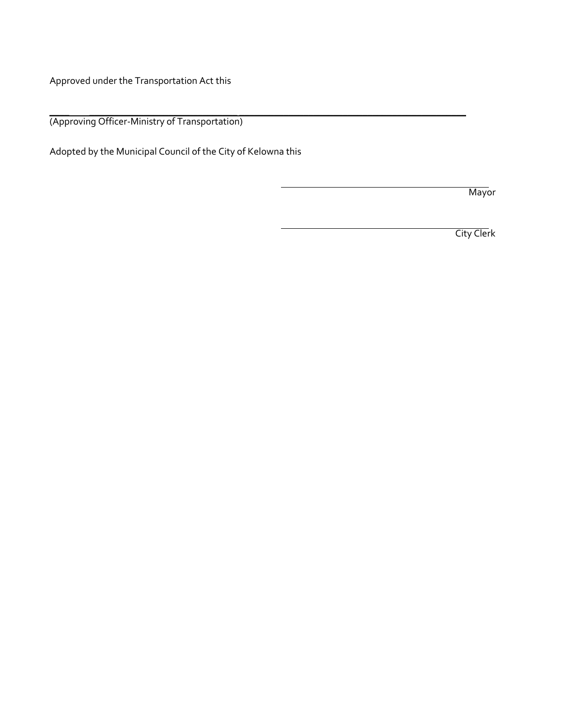Approved under the Transportation Act this

_______________________________________________

(Approving Officer-Ministry of Transportation)

Adopted by the Municipal Council of the City of Kelowna this

_______________________________
Mayor

_______________________________
City Clerk